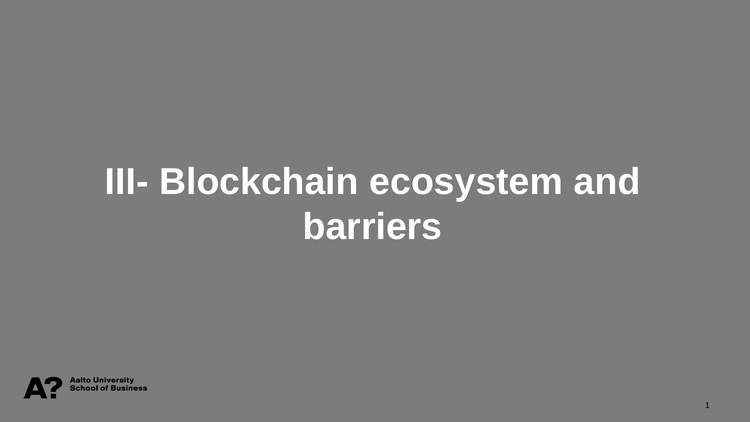# III- Blockchain ecosystem and barriers

Aalto University
School of Business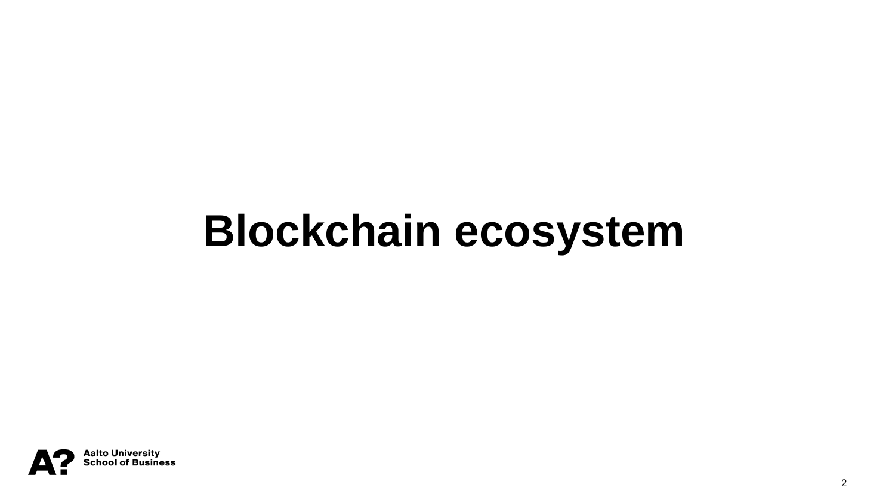# Blockchain ecosystem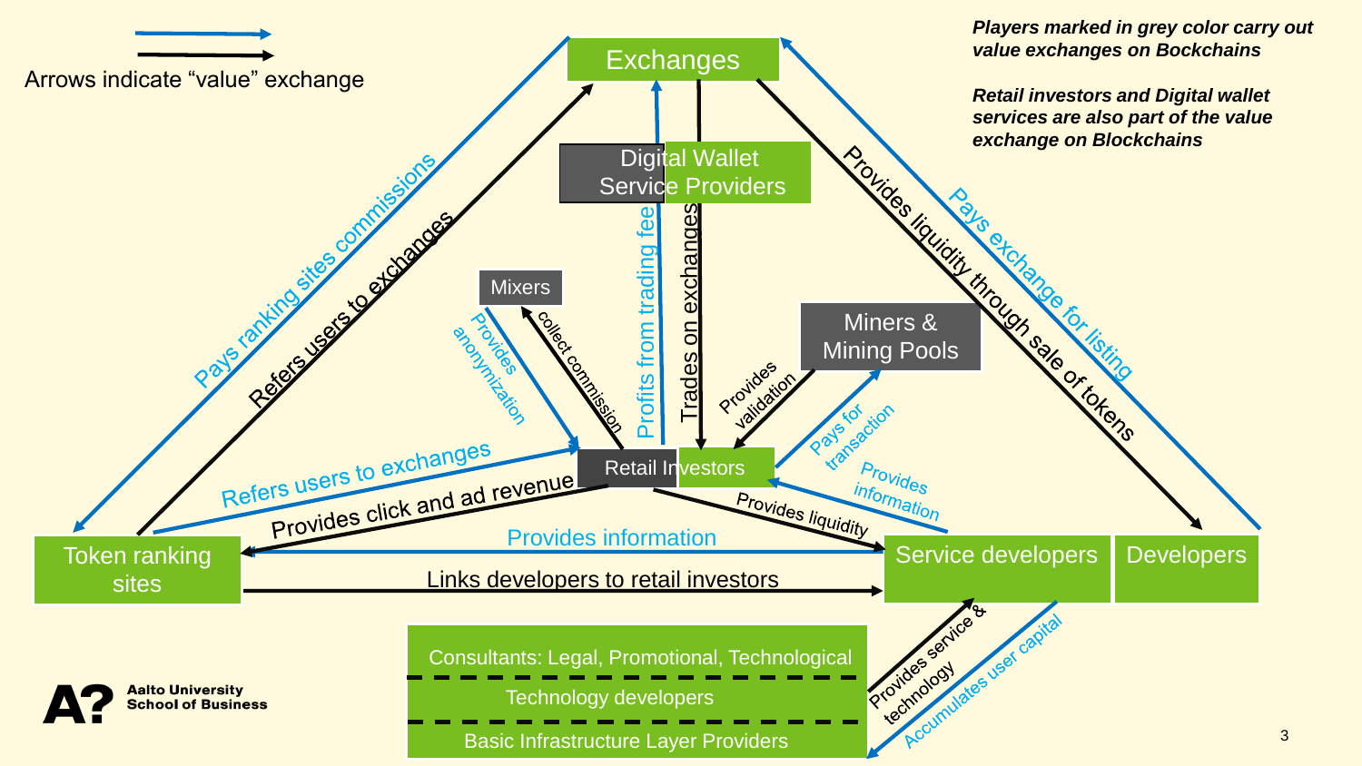Arrows indicate "value" exchange

***Players marked in grey color carry out value exchanges on Bockchains***

***Retail investors and Digital wallet services are also part of the value exchange on Blockchains***

Exchanges

Digital Wallet Service Providers

Mixers

Miners & Mining Pools

Retail Investors

Token ranking sites

Service developers

Developers

Consultants: Legal, Promotional, Technological

Technology developers

Basic Infrastructure Layer Providers

Pays ranking sites commissions

Refers users to exchanges

Profits from trading fee

Trades on exchanges

Provides liquidity through sale of tokens

Pays exchange for listing

Provides anonymization

collect commission

Provides validation

Pays for transaction

Provides information

Refers users to exchanges

Provides click and ad revenue

Provides liquidity

Provides information

Links developers to retail investors

Provides service & technology

Accumulates user capital

Aalto University School of Business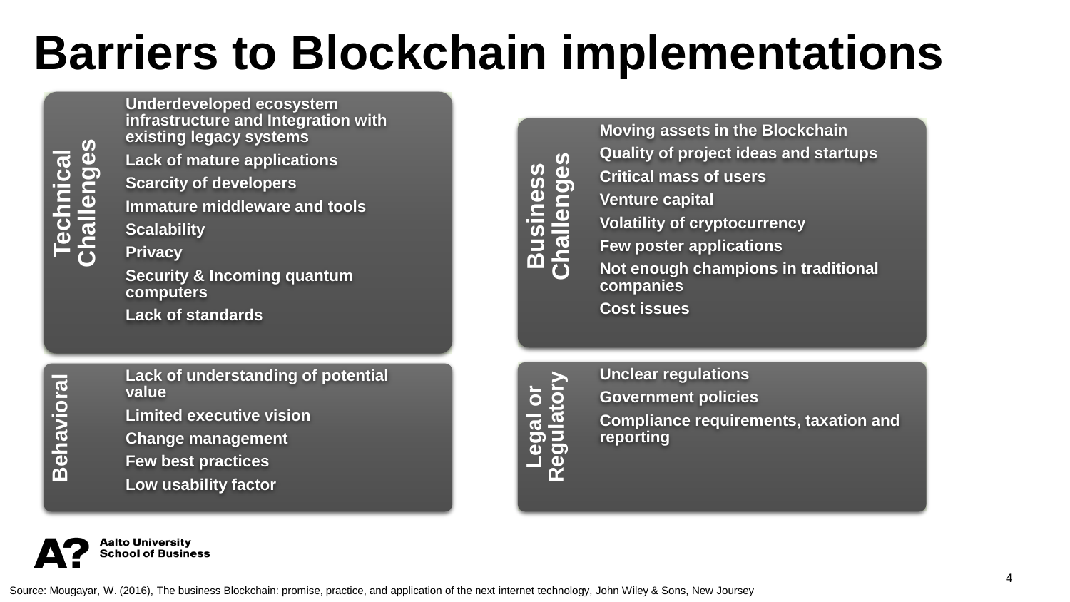# Barriers to Blockchain implementations

## Technical Challenges

- Underdeveloped ecosystem infrastructure and Integration with existing legacy systems
- Lack of mature applications
- Scarcity of developers
- Immature middleware and tools
- Scalability
- Privacy
- Security & Incoming quantum computers
- Lack of standards

## Business Challenges

- Moving assets in the Blockchain
- Quality of project ideas and startups
- Critical mass of users
- Venture capital
- Volatility of cryptocurrency
- Few poster applications
- Not enough champions in traditional companies
- Cost issues

## Behavioral

- Lack of understanding of potential value
- Limited executive vision
- Change management
- Few best practices
- Low usability factor

## Legal or Regulatory

- Unclear regulations
- Government policies
- Compliance requirements, taxation and reporting

Aalto University School of Business

Source: Mougayar, W. (2016), The business Blockchain: promise, practice, and application of the next internet technology, John Wiley & Sons, New Joursey